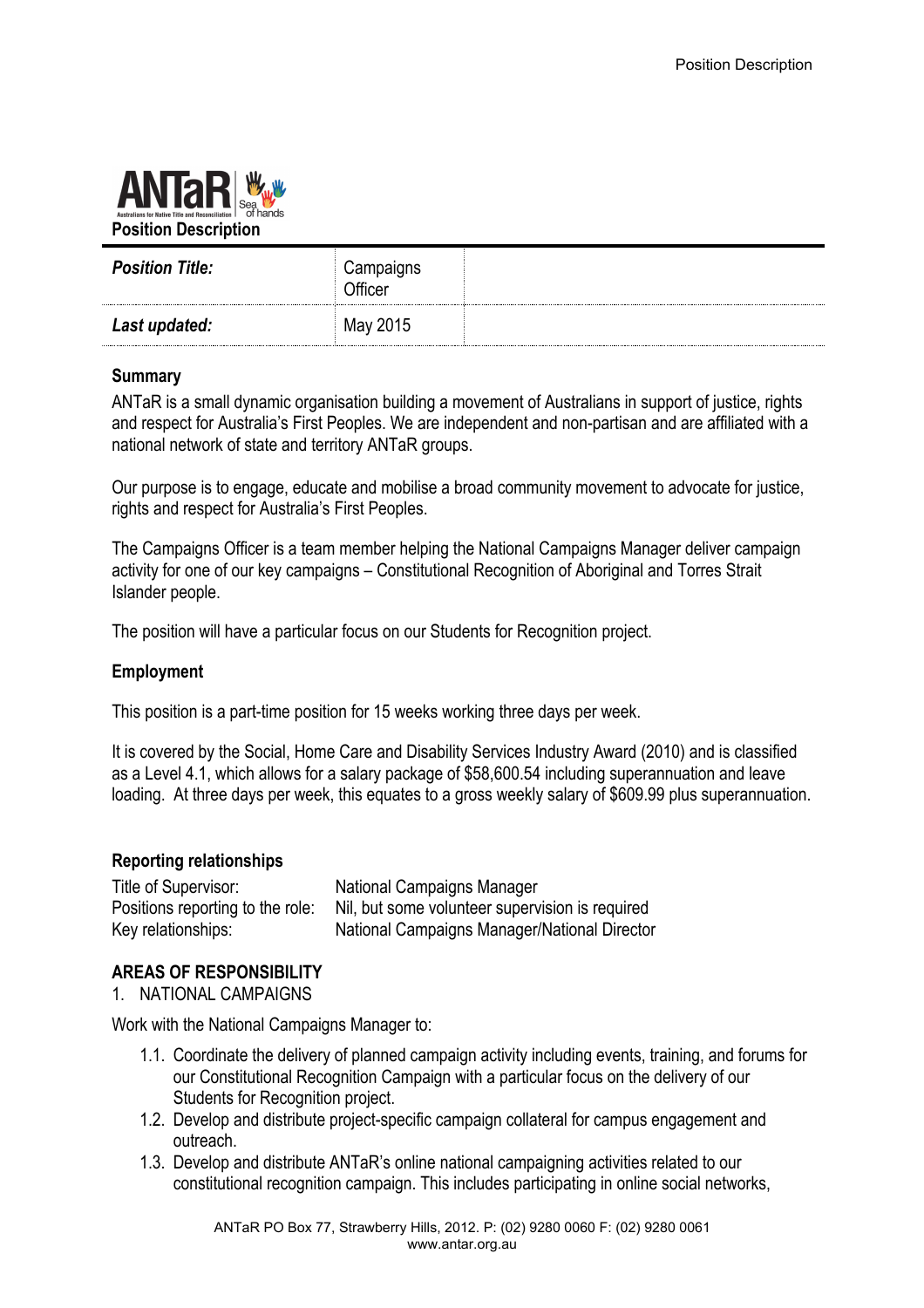# Position Description

| *Position Title:* | Campaigns Officer | |
|---|---|---|
| ***Last updated:*** | May 2015 | |

## Summary

ANTaR is a small dynamic organisation building a movement of Australians in support of justice, rights and respect for Australia's First Peoples. We are independent and non-partisan and are affiliated with a national network of state and territory ANTaR groups.

Our purpose is to engage, educate and mobilise a broad community movement to advocate for justice, rights and respect for Australia's First Peoples.

The Campaigns Officer is a team member helping the National Campaigns Manager deliver campaign activity for one of our key campaigns – Constitutional Recognition of Aboriginal and Torres Strait Islander people.

The position will have a particular focus on our Students for Recognition project.

## Employment

This position is a part-time position for 15 weeks working three days per week.

It is covered by the Social, Home Care and Disability Services Industry Award (2010) and is classified as a Level 4.1, which allows for a salary package of $58,600.54 including superannuation and leave loading. At three days per week, this equates to a gross weekly salary of $609.99 plus superannuation.

## Reporting relationships

| | |
|---|---|
| Title of Supervisor: | National Campaigns Manager |
| Positions reporting to the role: | Nil, but some volunteer supervision is required |
| Key relationships: | National Campaigns Manager/National Director |

## AREAS OF RESPONSIBILITY

1. NATIONAL CAMPAIGNS

Work with the National Campaigns Manager to:

1.1. Coordinate the delivery of planned campaign activity including events, training, and forums for our Constitutional Recognition Campaign with a particular focus on the delivery of our Students for Recognition project.

1.2. Develop and distribute project-specific campaign collateral for campus engagement and outreach.

1.3. Develop and distribute ANTaR's online national campaigning activities related to our constitutional recognition campaign. This includes participating in online social networks,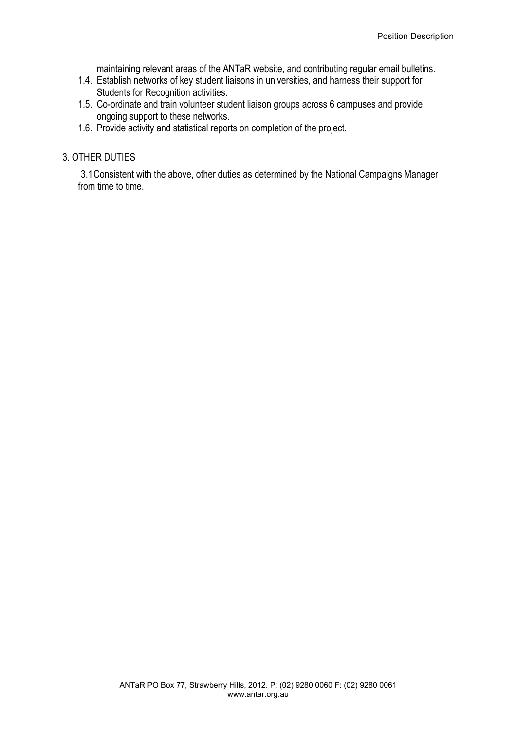maintaining relevant areas of the ANTaR website, and contributing regular email bulletins.

1.4. Establish networks of key student liaisons in universities, and harness their support for Students for Recognition activities.

1.5. Co-ordinate and train volunteer student liaison groups across 6 campuses and provide ongoing support to these networks.

1.6. Provide activity and statistical reports on completion of the project.

## 3. OTHER DUTIES

3.1 Consistent with the above, other duties as determined by the National Campaigns Manager from time to time.